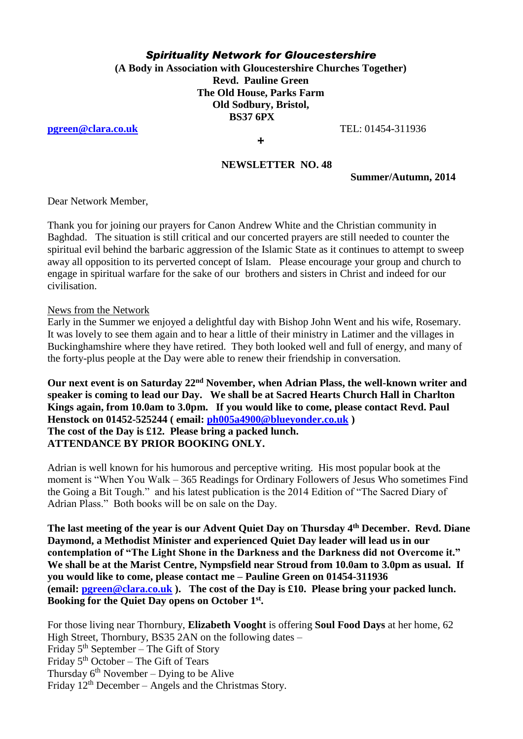*Spirituality Network for Gloucestershire*

**(A Body in Association with Gloucestershire Churches Together)**
**Revd. Pauline Green**
**The Old House, Parks Farm**
**Old Sodbury, Bristol,**
**BS37 6PX**

**pgreen@clara.co.uk** TEL: 01454-311936

**+**

**NEWSLETTER NO. 48**

**Summer/Autumn, 2014**

Dear Network Member,

Thank you for joining our prayers for Canon Andrew White and the Christian community in Baghdad. The situation is still critical and our concerted prayers are still needed to counter the spiritual evil behind the barbaric aggression of the Islamic State as it continues to attempt to sweep away all opposition to its perverted concept of Islam. Please encourage your group and church to engage in spiritual warfare for the sake of our brothers and sisters in Christ and indeed for our civilisation.

News from the Network

Early in the Summer we enjoyed a delightful day with Bishop John Went and his wife, Rosemary. It was lovely to see them again and to hear a little of their ministry in Latimer and the villages in Buckinghamshire where they have retired. They both looked well and full of energy, and many of the forty-plus people at the Day were able to renew their friendship in conversation.

**Our next event is on Saturday 22nd November, when Adrian Plass, the well-known writer and speaker is coming to lead our Day. We shall be at Sacred Hearts Church Hall in Charlton Kings again, from 10.0am to 3.0pm. If you would like to come, please contact Revd. Paul Henstock on 01452-525244 ( email: ph005a4900@blueyonder.co.uk )**
**The cost of the Day is £12. Please bring a packed lunch.**
**ATTENDANCE BY PRIOR BOOKING ONLY.**

Adrian is well known for his humorous and perceptive writing. His most popular book at the moment is "When You Walk – 365 Readings for Ordinary Followers of Jesus Who sometimes Find the Going a Bit Tough." and his latest publication is the 2014 Edition of "The Sacred Diary of Adrian Plass." Both books will be on sale on the Day.

**The last meeting of the year is our Advent Quiet Day on Thursday 4th December. Revd. Diane Daymond, a Methodist Minister and experienced Quiet Day leader will lead us in our contemplation of "The Light Shone in the Darkness and the Darkness did not Overcome it." We shall be at the Marist Centre, Nympsfield near Stroud from 10.0am to 3.0pm as usual. If you would like to come, please contact me – Pauline Green on 01454-311936 (email: pgreen@clara.co.uk ). The cost of the Day is £10. Please bring your packed lunch. Booking for the Quiet Day opens on October 1st.**

For those living near Thornbury, **Elizabeth Vooght** is offering **Soul Food Days** at her home, 62 High Street, Thornbury, BS35 2AN on the following dates –
Friday 5th September – The Gift of Story
Friday 5th October – The Gift of Tears
Thursday 6th November – Dying to be Alive
Friday 12th December – Angels and the Christmas Story.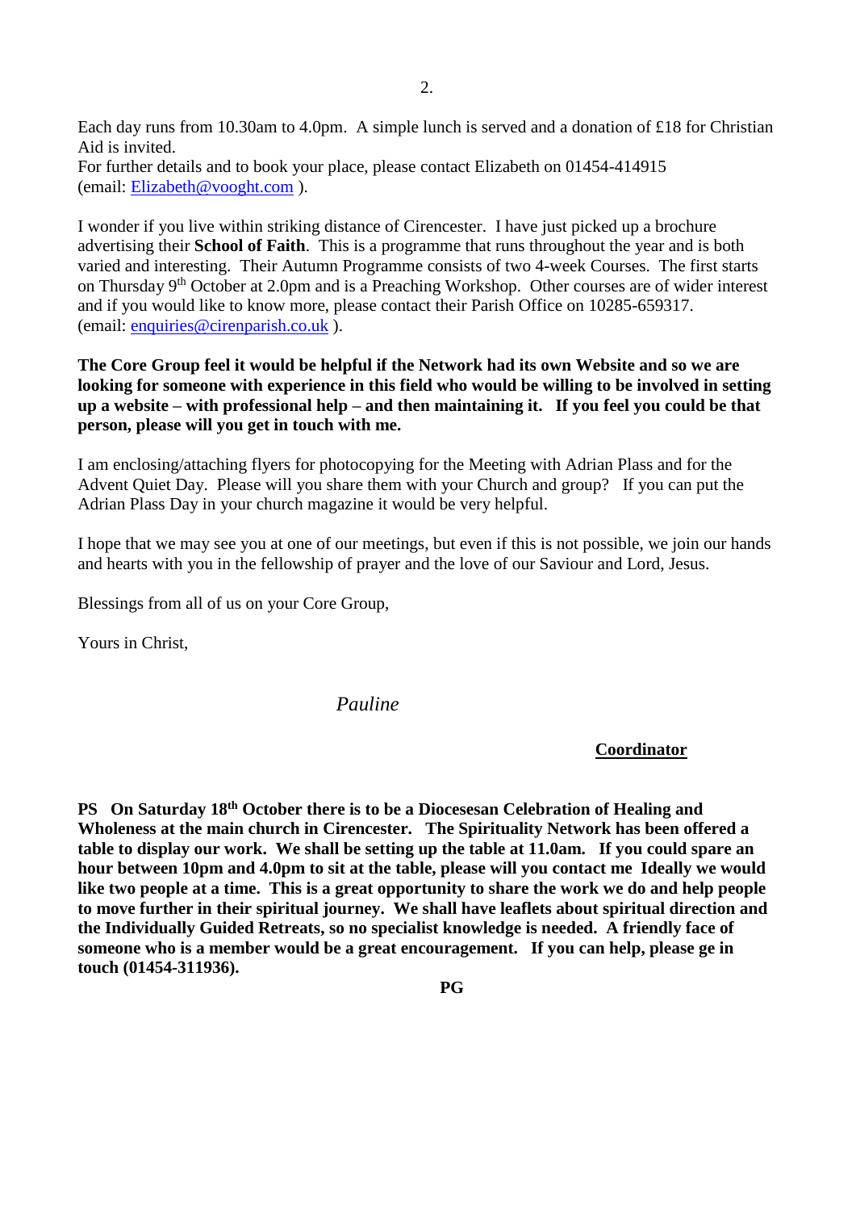Each day runs from 10.30am to 4.0pm. A simple lunch is served and a donation of £18 for Christian Aid is invited.
For further details and to book your place, please contact Elizabeth on 01454-414915 (email: Elizabeth@vooght.com ).

I wonder if you live within striking distance of Cirencester. I have just picked up a brochure advertising their **School of Faith**. This is a programme that runs throughout the year and is both varied and interesting. Their Autumn Programme consists of two 4-week Courses. The first starts on Thursday 9th October at 2.0pm and is a Preaching Workshop. Other courses are of wider interest and if you would like to know more, please contact their Parish Office on 10285-659317. (email: enquiries@cirenparish.co.uk ).

**The Core Group feel it would be helpful if the Network had its own Website and so we are looking for someone with experience in this field who would be willing to be involved in setting up a website – with professional help – and then maintaining it. If you feel you could be that person, please will you get in touch with me.**

I am enclosing/attaching flyers for photocopying for the Meeting with Adrian Plass and for the Advent Quiet Day. Please will you share them with your Church and group? If you can put the Adrian Plass Day in your church magazine it would be very helpful.

I hope that we may see you at one of our meetings, but even if this is not possible, we join our hands and hearts with you in the fellowship of prayer and the love of our Saviour and Lord, Jesus.

Blessings from all of us on your Core Group,

Yours in Christ,

*Pauline*

**Coordinator**

**PS On Saturday 18th October there is to be a Diocesesan Celebration of Healing and Wholeness at the main church in Cirencester. The Spirituality Network has been offered a table to display our work. We shall be setting up the table at 11.0am. If you could spare an hour between 10pm and 4.0pm to sit at the table, please will you contact me Ideally we would like two people at a time. This is a great opportunity to share the work we do and help people to move further in their spiritual journey. We shall have leaflets about spiritual direction and the Individually Guided Retreats, so no specialist knowledge is needed. A friendly face of someone who is a member would be a great encouragement. If you can help, please ge in touch (01454-311936).**

**PG**